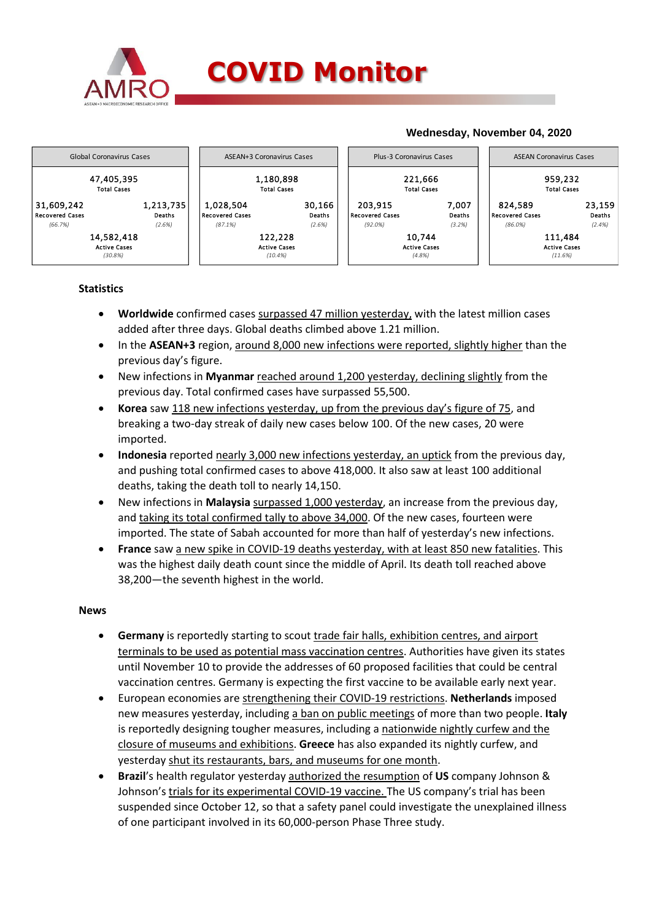# COVID Monitor

**Wednesday, November 04, 2020**

| Global Coronavirus Cases | | ASEAN+3 Coronavirus Cases | | Plus-3 Coronavirus Cases | | ASEAN Coronavirus Cases | |
|---|---|---|---|---|---|---|---|
| 47,405,395 Total Cases | | 1,180,898 Total Cases | | 221,666 Total Cases | | 959,232 Total Cases | |
| 31,609,242 Recovered Cases (66.7%) | 1,213,735 Deaths (2.6%) | 1,028,504 Recovered Cases (87.1%) | 30,166 Deaths (2.6%) | 203,915 Recovered Cases (92.0%) | 7,007 Deaths (3.2%) | 824,589 Recovered Cases (86.0%) | 23,159 Deaths (2.4%) |
| 14,582,418 Active Cases (30.8%) | | 122,228 Active Cases (10.4%) | | 10,744 Active Cases (4.8%) | | 111,484 Active Cases (11.6%) | |

## Statistics

- **Worldwide** confirmed cases surpassed 47 million yesterday, with the latest million cases added after three days. Global deaths climbed above 1.21 million.
- In the **ASEAN+3** region, around 8,000 new infections were reported, slightly higher than the previous day's figure.
- New infections in **Myanmar** reached around 1,200 yesterday, declining slightly from the previous day. Total confirmed cases have surpassed 55,500.
- **Korea** saw 118 new infections yesterday, up from the previous day's figure of 75, and breaking a two-day streak of daily new cases below 100. Of the new cases, 20 were imported.
- **Indonesia** reported nearly 3,000 new infections yesterday, an uptick from the previous day, and pushing total confirmed cases to above 418,000. It also saw at least 100 additional deaths, taking the death toll to nearly 14,150.
- New infections in **Malaysia** surpassed 1,000 yesterday, an increase from the previous day, and taking its total confirmed tally to above 34,000. Of the new cases, fourteen were imported. The state of Sabah accounted for more than half of yesterday's new infections.
- **France** saw a new spike in COVID-19 deaths yesterday, with at least 850 new fatalities. This was the highest daily death count since the middle of April. Its death toll reached above 38,200—the seventh highest in the world.

## News

- **Germany** is reportedly starting to scout trade fair halls, exhibition centres, and airport terminals to be used as potential mass vaccination centres. Authorities have given its states until November 10 to provide the addresses of 60 proposed facilities that could be central vaccination centres. Germany is expecting the first vaccine to be available early next year.
- European economies are strengthening their COVID-19 restrictions. **Netherlands** imposed new measures yesterday, including a ban on public meetings of more than two people. **Italy** is reportedly designing tougher measures, including a nationwide nightly curfew and the closure of museums and exhibitions. **Greece** has also expanded its nightly curfew, and yesterday shut its restaurants, bars, and museums for one month.
- **Brazil**'s health regulator yesterday authorized the resumption of **US** company Johnson & Johnson's trials for its experimental COVID-19 vaccine. The US company's trial has been suspended since October 12, so that a safety panel could investigate the unexplained illness of one participant involved in its 60,000-person Phase Three study.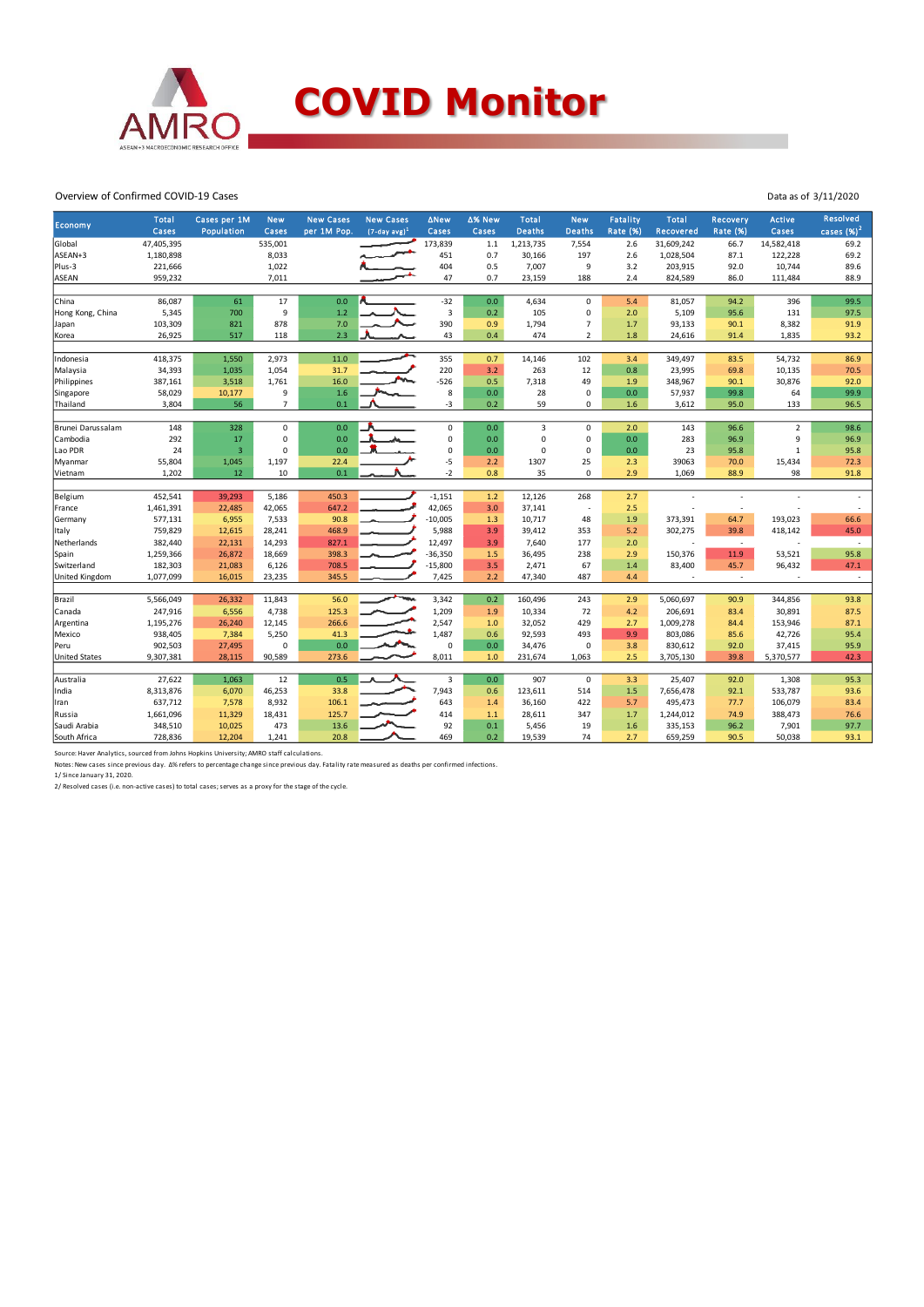# COVID Monitor

Overview of Confirmed COVID-19 Cases

Data as of 3/11/2020

| Economy | Total Cases | Cases per 1M Population | New Cases | New Cases per 1M Pop. | New Cases (7-day avg)[1] | ΔNew Cases | Δ% New Cases | Total Deaths | New Deaths | Fatality Rate (%) | Total Recovered | Recovery Rate (%) | Active Cases | Resolved cases (%)[2] |
|---|---|---|---|---|---|---|---|---|---|---|---|---|---|---|
| Global | 47,405,395 | | 535,001 | | | 173,839 | 1.1 | 1,213,735 | 7,554 | 2.6 | 31,609,242 | 66.7 | 14,582,418 | 69.2 |
| ASEAN+3 | 1,180,898 | | 8,033 | | | 451 | 0.7 | 30,166 | 197 | 2.6 | 1,028,504 | 87.1 | 122,228 | 69.2 |
| Plus-3 | 221,666 | | 1,022 | | | 404 | 0.5 | 7,007 | 9 | 3.2 | 203,915 | 92.0 | 10,744 | 89.6 |
| ASEAN | 959,232 | | 7,011 | | | 47 | 0.7 | 23,159 | 188 | 2.4 | 824,589 | 86.0 | 111,484 | 88.9 |
| | | | | | | | | | | | | | | |
| China | 86,087 | 61 | 17 | 0.0 | | -32 | 0.0 | 4,634 | 0 | 5.4 | 81,057 | 94.2 | 396 | 99.5 |
| Hong Kong, China | 5,345 | 700 | 9 | 1.2 | | 3 | 0.2 | 105 | 0 | 2.0 | 5,109 | 95.6 | 131 | 97.5 |
| Japan | 103,309 | 821 | 878 | 7.0 | | 390 | 0.9 | 1,794 | 7 | 1.7 | 93,133 | 90.1 | 8,382 | 91.9 |
| Korea | 26,925 | 517 | 118 | 2.3 | | 43 | 0.4 | 474 | 2 | 1.8 | 24,616 | 91.4 | 1,835 | 93.2 |
| | | | | | | | | | | | | | | |
| Indonesia | 418,375 | 1,550 | 2,973 | 11.0 | | 355 | 0.7 | 14,146 | 102 | 3.4 | 349,497 | 83.5 | 54,732 | 86.9 |
| Malaysia | 34,393 | 1,035 | 1,054 | 31.7 | | 220 | 3.2 | 263 | 12 | 0.8 | 23,995 | 69.8 | 10,135 | 70.5 |
| Philippines | 387,161 | 3,518 | 1,761 | 16.0 | | -526 | 0.5 | 7,318 | 49 | 1.9 | 348,967 | 90.1 | 30,876 | 92.0 |
| Singapore | 58,029 | 10,177 | 9 | 1.6 | | 8 | 0.0 | 28 | 0 | 0.0 | 57,937 | 99.8 | 64 | 99.9 |
| Thailand | 3,804 | 56 | 7 | 0.1 | | -3 | 0.2 | 59 | 0 | 1.6 | 3,612 | 95.0 | 133 | 96.5 |
| | | | | | | | | | | | | | | |
| Brunei Darussalam | 148 | 328 | 0 | 0.0 | | 0 | 0.0 | 3 | 0 | 2.0 | 143 | 96.6 | 2 | 98.6 |
| Cambodia | 292 | 17 | 0 | 0.0 | | 0 | 0.0 | 0 | 0 | 0.0 | 283 | 96.9 | 9 | 96.9 |
| Lao PDR | 24 | 3 | 0 | 0.0 | | 0 | 0.0 | 0 | 0 | 0.0 | 23 | 95.8 | 1 | 95.8 |
| Myanmar | 55,804 | 1,045 | 1,197 | 22.4 | | -5 | 2.2 | 1307 | 25 | 2.3 | 39063 | 70.0 | 15,434 | 72.3 |
| Vietnam | 1,202 | 12 | 10 | 0.1 | | -2 | 0.8 | 35 | 0 | 2.9 | 1,069 | 88.9 | 98 | 91.8 |
| | | | | | | | | | | | | | | |
| Belgium | 452,541 | 39,293 | 5,186 | 450.3 | | -1,151 | 1.2 | 12,126 | 268 | 2.7 | - | - | - | - |
| France | 1,461,391 | 22,485 | 42,065 | 647.2 | | 42,065 | 3.0 | 37,141 | - | 2.5 | - | - | - | - |
| Germany | 577,131 | 6,955 | 7,533 | 90.8 | | -10,005 | 1.3 | 10,717 | 48 | 1.9 | 373,391 | 64.7 | 193,023 | 66.6 |
| Italy | 759,829 | 12,615 | 28,241 | 468.9 | | 5,988 | 3.9 | 39,412 | 353 | 5.2 | 302,275 | 39.8 | 418,142 | 45.0 |
| Netherlands | 382,440 | 22,131 | 14,293 | 827.1 | | 12,497 | 3.9 | 7,640 | 177 | 2.0 | - | - | - | - |
| Spain | 1,259,366 | 26,872 | 18,669 | 398.3 | | -36,350 | 1.5 | 36,495 | 238 | 2.9 | 150,376 | 11.9 | 53,521 | 95.8 |
| Switzerland | 182,303 | 21,083 | 6,126 | 708.5 | | -15,800 | 3.5 | 2,471 | 67 | 1.4 | 83,400 | 45.7 | 96,432 | 47.1 |
| United Kingdom | 1,077,099 | 16,015 | 23,235 | 345.5 | | 7,425 | 2.2 | 47,340 | 487 | 4.4 | - | - | - | - |
| | | | | | | | | | | | | | | |
| Brazil | 5,566,049 | 26,332 | 11,843 | 56.0 | | 3,342 | 0.2 | 160,496 | 243 | 2.9 | 5,060,697 | 90.9 | 344,856 | 93.8 |
| Canada | 247,916 | 6,556 | 4,738 | 125.3 | | 1,209 | 1.9 | 10,334 | 72 | 4.2 | 206,691 | 83.4 | 30,891 | 87.5 |
| Argentina | 1,195,276 | 26,240 | 12,145 | 266.6 | | 2,547 | 1.0 | 32,052 | 429 | 2.7 | 1,009,278 | 84.4 | 153,946 | 87.1 |
| Mexico | 938,405 | 7,384 | 5,250 | 41.3 | | 1,487 | 0.6 | 92,593 | 493 | 9.9 | 803,086 | 85.6 | 42,726 | 95.4 |
| Peru | 902,503 | 27,495 | 0 | 0.0 | | 0 | 0.0 | 34,476 | 0 | 3.8 | 830,612 | 92.0 | 37,415 | 95.9 |
| United States | 9,307,381 | 28,115 | 90,589 | 273.6 | | 8,011 | 1.0 | 231,674 | 1,063 | 2.5 | 3,705,130 | 39.8 | 5,370,577 | 42.3 |
| | | | | | | | | | | | | | | |
| Australia | 27,622 | 1,063 | 12 | 0.5 | | 3 | 0.0 | 907 | 0 | 3.3 | 25,407 | 92.0 | 1,308 | 95.3 |
| India | 8,313,876 | 6,070 | 46,253 | 33.8 | | 7,943 | 0.6 | 123,611 | 514 | 1.5 | 7,656,478 | 92.1 | 533,787 | 93.6 |
| Iran | 637,712 | 7,578 | 8,932 | 106.1 | | 643 | 1.4 | 36,160 | 422 | 5.7 | 495,473 | 77.7 | 106,079 | 83.4 |
| Russia | 1,661,096 | 11,329 | 18,431 | 125.7 | | 414 | 1.1 | 28,611 | 347 | 1.7 | 1,244,012 | 74.9 | 388,473 | 76.6 |
| Saudi Arabia | 348,510 | 10,025 | 473 | 13.6 | | 92 | 0.1 | 5,456 | 19 | 1.6 | 335,153 | 96.2 | 7,901 | 97.7 |
| South Africa | 728,836 | 12,204 | 1,241 | 20.8 | | 469 | 0.2 | 19,539 | 74 | 2.7 | 659,259 | 90.5 | 50,038 | 93.1 |

Source: Haver Analytics, sourced from Johns Hopkins University; AMRO staff calculations.

Notes: New cases since previous day. Δ% refers to percentage change since previous day. Fatality rate measured as deaths per confirmed infections.

1/ Since January 31, 2020.

2/ Resolved cases (i.e. non-active cases) to total cases; serves as a proxy for the stage of the cycle.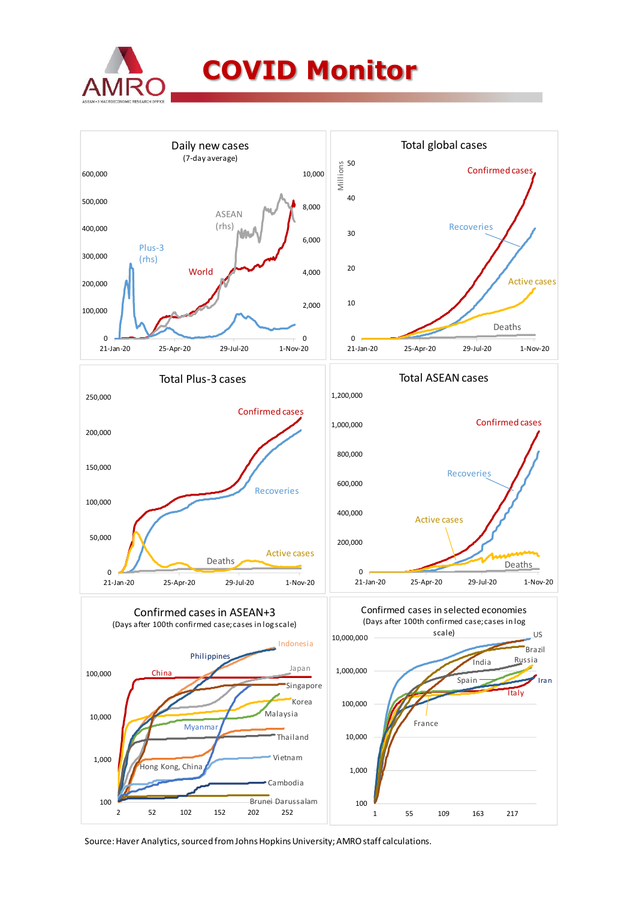# COVID Monitor

AMRO

ASEAN+3 MACROECONOMIC RESEARCH OFFICE

**Daily new cases**
(7-day average)

600,000
500,000
400,000
300,000
200,000
100,000
0

10,000
8,000
6,000
4,000
2,000
0

ASEAN (rhs)
Plus-3 (rhs)
World

21-Jan-20
25-Apr-20
29-Jul-20
1-Nov-20

**Total global cases**

Millions
50
40
30
20
10
0

Confirmed cases
Recoveries
Active cases
Deaths

21-Jan-20
25-Apr-20
29-Jul-20
1-Nov-20

**Total Plus-3 cases**

250,000
200,000
150,000
100,000
50,000
0

Confirmed cases
Recoveries
Active cases
Deaths

21-Jan-20
25-Apr-20
29-Jul-20
1-Nov-20

**Total ASEAN cases**

1,200,000
1,000,000
800,000
600,000
400,000
200,000
0

Confirmed cases
Recoveries
Active cases
Deaths

21-Jan-20
25-Apr-20
29-Jul-20
1-Nov-20

**Confirmed cases in ASEAN+3**
(Days after 100th confirmed case; cases in log scale)

100,000
10,000
1,000
100

Indonesia
Philippines
Japan
China
Singapore
Korea
Malaysia
Myanmar
Thailand
Vietnam
Hong Kong, China
Cambodia
Brunei Darussalam

2
52
102
152
202
252

**Confirmed cases in selected economies**
(Days after 100th confirmed case; cases in log scale)

10,000,000
1,000,000
100,000
10,000
1,000
100

US
Brazil
India
Russia
Spain
Iran
Italy
France

1
55
109
163
217

Source: Haver Analytics, sourced from Johns Hopkins University; AMRO staff calculations.